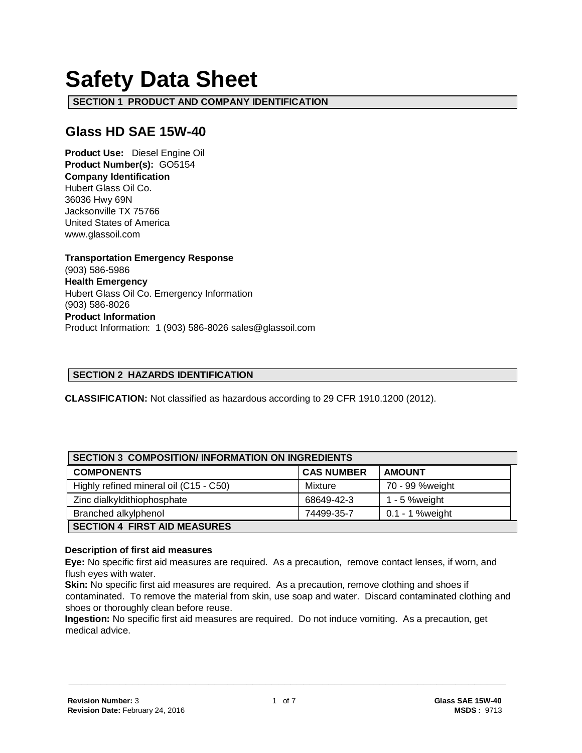# Safety Data Sheet

## SECTION 1 PRODUCT AND COMPANY IDENTIFICATION

### Glass HD SAE 15W-40

**Product Use:** Diesel Engine Oil
**Product Number(s):** GO5154
**Company Identification**
Hubert Glass Oil Co.
36036 Hwy 69N
Jacksonville TX 75766
United States of America
www.glassoil.com

**Transportation Emergency Response**
(903) 586-5986
**Health Emergency**
Hubert Glass Oil Co. Emergency Information
(903) 586-8026
**Product Information**
Product Information: 1 (903) 586-8026 sales@glassoil.com

## SECTION 2 HAZARDS IDENTIFICATION

**CLASSIFICATION:** Not classified as hazardous according to 29 CFR 1910.1200 (2012).

## SECTION 3 COMPOSITION/ INFORMATION ON INGREDIENTS

| COMPONENTS | CAS NUMBER | AMOUNT |
| --- | --- | --- |
| Highly refined mineral oil (C15 - C50) | Mixture | 70 - 99 %weight |
| Zinc dialkyldithiophosphate | 68649-42-3 | 1 - 5 %weight |
| Branched alkylphenol | 74499-35-7 | 0.1 - 1 %weight |

## SECTION 4 FIRST AID MEASURES

**Description of first aid measures**

**Eye:** No specific first aid measures are required. As a precaution, remove contact lenses, if worn, and flush eyes with water.

**Skin:** No specific first aid measures are required. As a precaution, remove clothing and shoes if contaminated. To remove the material from skin, use soap and water. Discard contaminated clothing and shoes or thoroughly clean before reuse.

**Ingestion:** No specific first aid measures are required. Do not induce vomiting. As a precaution, get medical advice.

**Revision Number:** 3
**Revision Date:** February 24, 2016

**Glass SAE 15W-40**
**MSDS :** 9713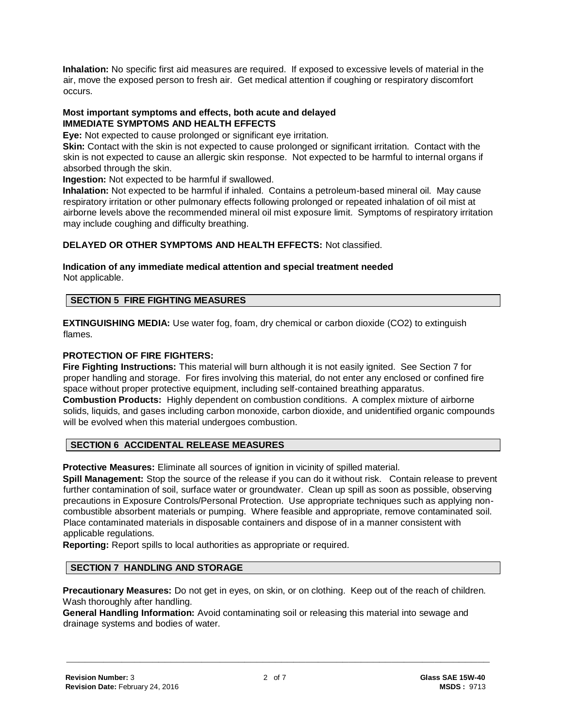**Inhalation:** No specific first aid measures are required. If exposed to excessive levels of material in the air, move the exposed person to fresh air. Get medical attention if coughing or respiratory discomfort occurs.

**Most important symptoms and effects, both acute and delayed**

**IMMEDIATE SYMPTOMS AND HEALTH EFFECTS**

**Eye:** Not expected to cause prolonged or significant eye irritation.

**Skin:** Contact with the skin is not expected to cause prolonged or significant irritation. Contact with the skin is not expected to cause an allergic skin response. Not expected to be harmful to internal organs if absorbed through the skin.

**Ingestion:** Not expected to be harmful if swallowed.

**Inhalation:** Not expected to be harmful if inhaled. Contains a petroleum-based mineral oil. May cause respiratory irritation or other pulmonary effects following prolonged or repeated inhalation of oil mist at airborne levels above the recommended mineral oil mist exposure limit. Symptoms of respiratory irritation may include coughing and difficulty breathing.

**DELAYED OR OTHER SYMPTOMS AND HEALTH EFFECTS:** Not classified.

**Indication of any immediate medical attention and special treatment needed**

Not applicable.

## SECTION 5 FIRE FIGHTING MEASURES

**EXTINGUISHING MEDIA:** Use water fog, foam, dry chemical or carbon dioxide ($CO_2$) to extinguish flames.

**PROTECTION OF FIRE FIGHTERS:**

**Fire Fighting Instructions:** This material will burn although it is not easily ignited. See Section 7 for proper handling and storage. For fires involving this material, do not enter any enclosed or confined fire space without proper protective equipment, including self-contained breathing apparatus.

**Combustion Products:** Highly dependent on combustion conditions. A complex mixture of airborne solids, liquids, and gases including carbon monoxide, carbon dioxide, and unidentified organic compounds will be evolved when this material undergoes combustion.

## SECTION 6 ACCIDENTAL RELEASE MEASURES

**Protective Measures:** Eliminate all sources of ignition in vicinity of spilled material.

**Spill Management:** Stop the source of the release if you can do it without risk. Contain release to prevent further contamination of soil, surface water or groundwater. Clean up spill as soon as possible, observing precautions in Exposure Controls/Personal Protection. Use appropriate techniques such as applying non-combustible absorbent materials or pumping. Where feasible and appropriate, remove contaminated soil. Place contaminated materials in disposable containers and dispose of in a manner consistent with applicable regulations.

**Reporting:** Report spills to local authorities as appropriate or required.

## SECTION 7 HANDLING AND STORAGE

**Precautionary Measures:** Do not get in eyes, on skin, or on clothing. Keep out of the reach of children. Wash thoroughly after handling.

**General Handling Information:** Avoid contaminating soil or releasing this material into sewage and drainage systems and bodies of water.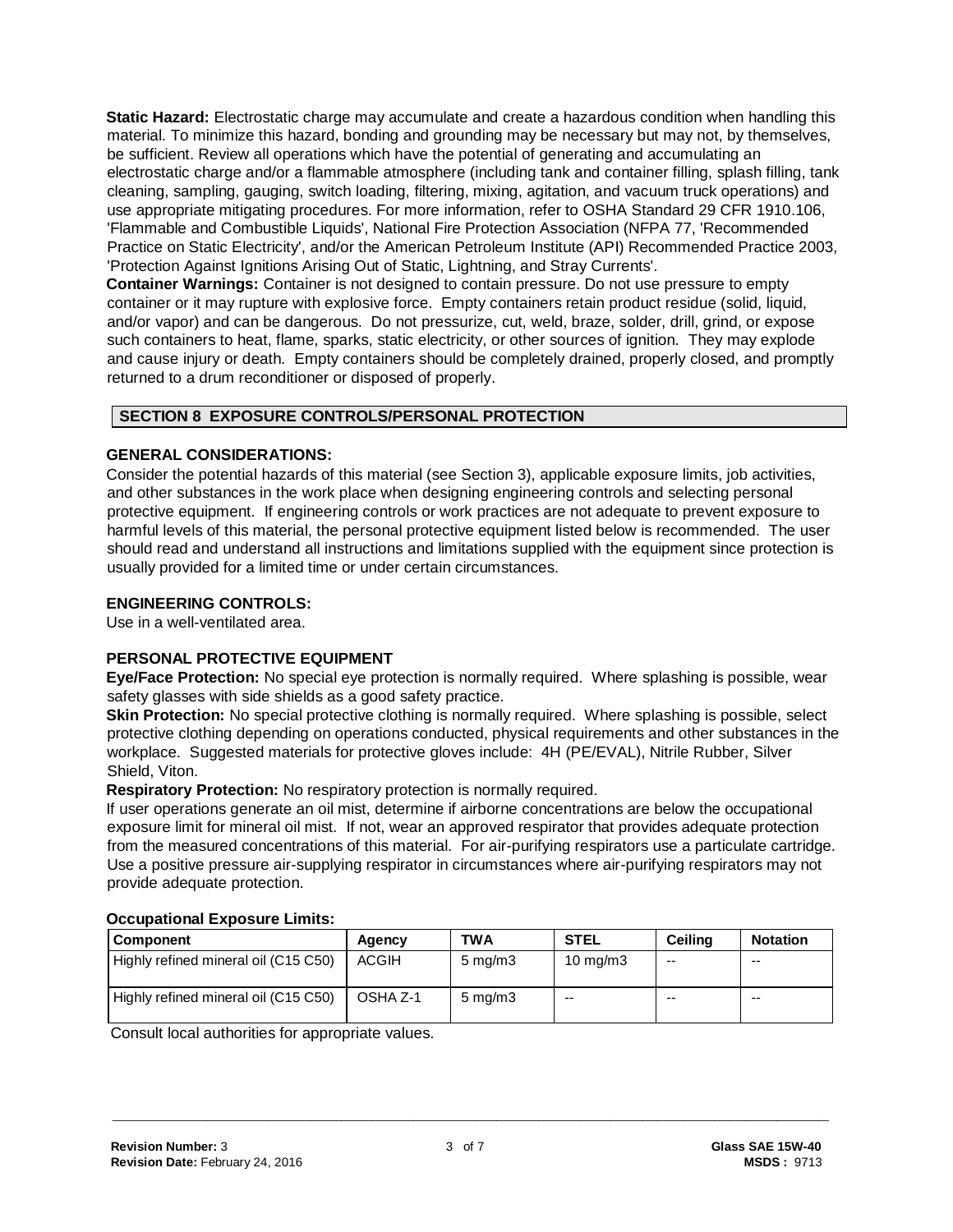**Static Hazard:** Electrostatic charge may accumulate and create a hazardous condition when handling this material. To minimize this hazard, bonding and grounding may be necessary but may not, by themselves, be sufficient. Review all operations which have the potential of generating and accumulating an electrostatic charge and/or a flammable atmosphere (including tank and container filling, splash filling, tank cleaning, sampling, gauging, switch loading, filtering, mixing, agitation, and vacuum truck operations) and use appropriate mitigating procedures. For more information, refer to OSHA Standard 29 CFR 1910.106, 'Flammable and Combustible Liquids', National Fire Protection Association (NFPA 77, 'Recommended Practice on Static Electricity', and/or the American Petroleum Institute (API) Recommended Practice 2003, 'Protection Against Ignitions Arising Out of Static, Lightning, and Stray Currents'.

**Container Warnings:** Container is not designed to contain pressure. Do not use pressure to empty container or it may rupture with explosive force. Empty containers retain product residue (solid, liquid, and/or vapor) and can be dangerous. Do not pressurize, cut, weld, braze, solder, drill, grind, or expose such containers to heat, flame, sparks, static electricity, or other sources of ignition. They may explode and cause injury or death. Empty containers should be completely drained, properly closed, and promptly returned to a drum reconditioner or disposed of properly.

## SECTION 8 EXPOSURE CONTROLS/PERSONAL PROTECTION

### GENERAL CONSIDERATIONS:

Consider the potential hazards of this material (see Section 3), applicable exposure limits, job activities, and other substances in the work place when designing engineering controls and selecting personal protective equipment. If engineering controls or work practices are not adequate to prevent exposure to harmful levels of this material, the personal protective equipment listed below is recommended. The user should read and understand all instructions and limitations supplied with the equipment since protection is usually provided for a limited time or under certain circumstances.

### ENGINEERING CONTROLS:

Use in a well-ventilated area.

### PERSONAL PROTECTIVE EQUIPMENT

**Eye/Face Protection:** No special eye protection is normally required. Where splashing is possible, wear safety glasses with side shields as a good safety practice.

**Skin Protection:** No special protective clothing is normally required. Where splashing is possible, select protective clothing depending on operations conducted, physical requirements and other substances in the workplace. Suggested materials for protective gloves include: 4H (PE/EVAL), Nitrile Rubber, Silver Shield, Viton.

**Respiratory Protection:** No respiratory protection is normally required.

If user operations generate an oil mist, determine if airborne concentrations are below the occupational exposure limit for mineral oil mist. If not, wear an approved respirator that provides adequate protection from the measured concentrations of this material. For air-purifying respirators use a particulate cartridge. Use a positive pressure air-supplying respirator in circumstances where air-purifying respirators may not provide adequate protection.

**Occupational Exposure Limits:**

| Component | Agency | TWA | STEL | Ceiling | Notation |
|---|---|---|---|---|---|
| Highly refined mineral oil (C15 C50) | ACGIH | 5 mg/m3 | 10 mg/m3 | -- | -- |
| Highly refined mineral oil (C15 C50) | OSHA Z-1 | 5 mg/m3 | -- | -- | -- |

Consult local authorities for appropriate values.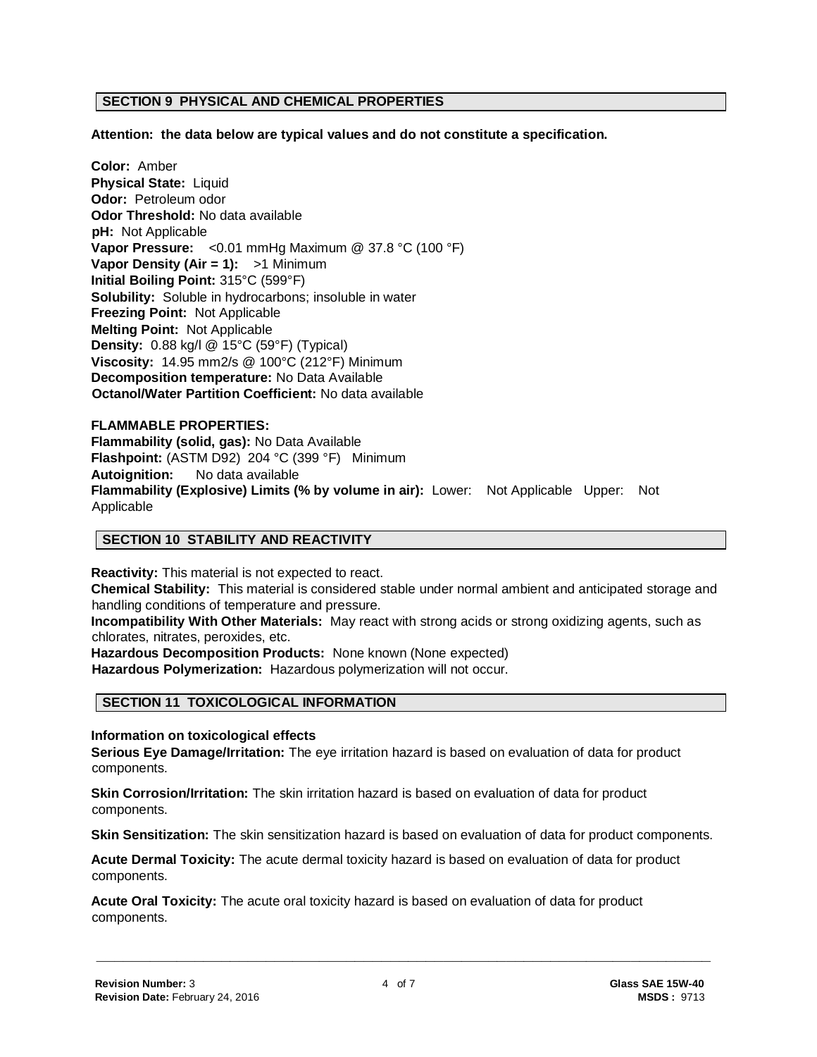## SECTION 9 PHYSICAL AND CHEMICAL PROPERTIES

**Attention: the data below are typical values and do not constitute a specification.**

**Color:** Amber
**Physical State:** Liquid
**Odor:** Petroleum odor
**Odor Threshold:** No data available
**pH:** Not Applicable
**Vapor Pressure:** <0.01 mmHg Maximum @ 37.8 °C (100 °F)
**Vapor Density (Air = 1):** >1 Minimum
**Initial Boiling Point:** 315°C (599°F)
**Solubility:** Soluble in hydrocarbons; insoluble in water
**Freezing Point:** Not Applicable
**Melting Point:** Not Applicable
**Density:** 0.88 kg/l @ 15°C (59°F) (Typical)
**Viscosity:** 14.95 mm2/s @ 100°C (212°F) Minimum
**Decomposition temperature:** No Data Available
**Octanol/Water Partition Coefficient:** No data available

**FLAMMABLE PROPERTIES:**
**Flammability (solid, gas):** No Data Available
**Flashpoint:** (ASTM D92) 204 °C (399 °F) Minimum
**Autoignition:** No data available
**Flammability (Explosive) Limits (% by volume in air):** Lower: Not Applicable Upper: Not Applicable

## SECTION 10 STABILITY AND REACTIVITY

**Reactivity:** This material is not expected to react.
**Chemical Stability:** This material is considered stable under normal ambient and anticipated storage and handling conditions of temperature and pressure.
**Incompatibility With Other Materials:** May react with strong acids or strong oxidizing agents, such as chlorates, nitrates, peroxides, etc.
**Hazardous Decomposition Products:** None known (None expected)
**Hazardous Polymerization:** Hazardous polymerization will not occur.

## SECTION 11 TOXICOLOGICAL INFORMATION

**Information on toxicological effects**
**Serious Eye Damage/Irritation:** The eye irritation hazard is based on evaluation of data for product components.

**Skin Corrosion/Irritation:** The skin irritation hazard is based on evaluation of data for product components.

**Skin Sensitization:** The skin sensitization hazard is based on evaluation of data for product components.

**Acute Dermal Toxicity:** The acute dermal toxicity hazard is based on evaluation of data for product components.

**Acute Oral Toxicity:** The acute oral toxicity hazard is based on evaluation of data for product components.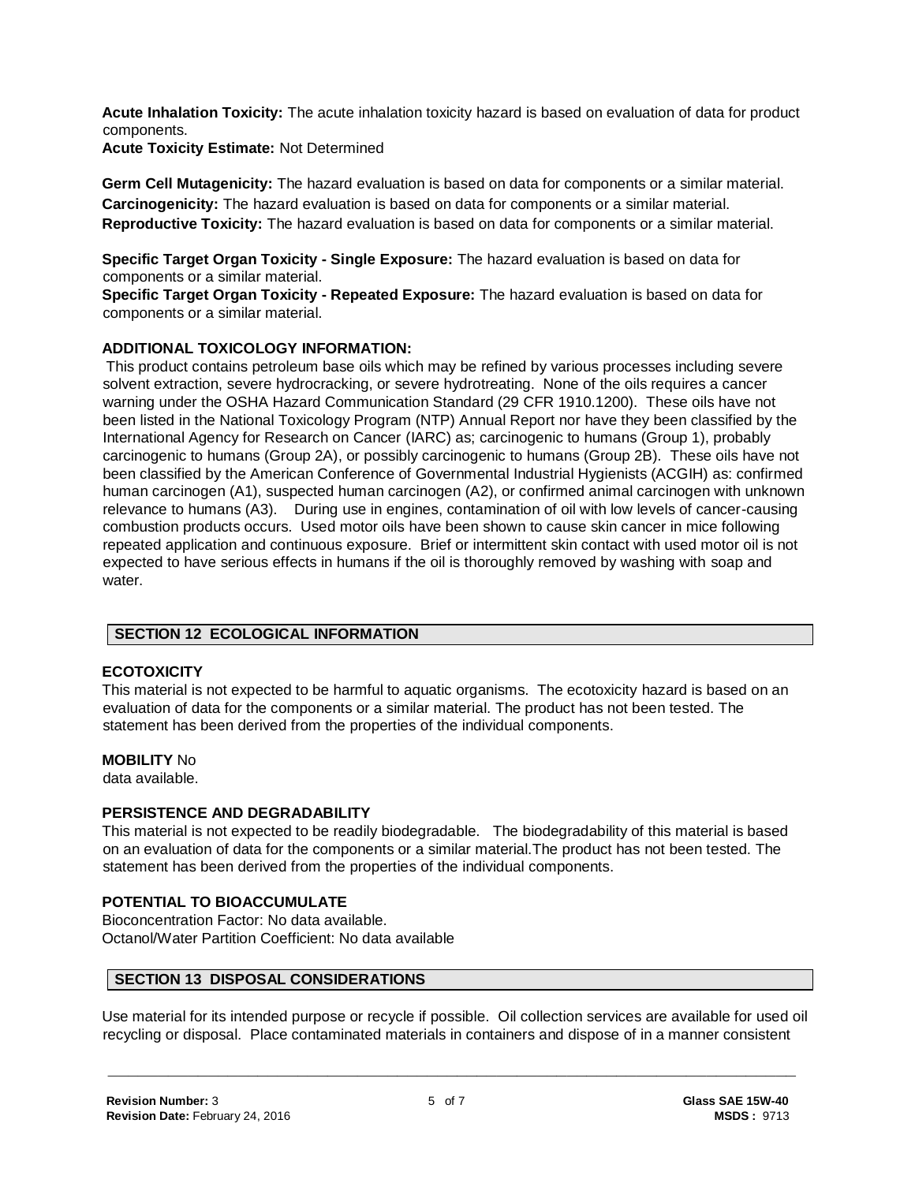**Acute Inhalation Toxicity:** The acute inhalation toxicity hazard is based on evaluation of data for product components.
**Acute Toxicity Estimate:** Not Determined

**Germ Cell Mutagenicity:** The hazard evaluation is based on data for components or a similar material.
**Carcinogenicity:** The hazard evaluation is based on data for components or a similar material.
**Reproductive Toxicity:** The hazard evaluation is based on data for components or a similar material.

**Specific Target Organ Toxicity - Single Exposure:** The hazard evaluation is based on data for components or a similar material.
**Specific Target Organ Toxicity - Repeated Exposure:** The hazard evaluation is based on data for components or a similar material.

**ADDITIONAL TOXICOLOGY INFORMATION:**
This product contains petroleum base oils which may be refined by various processes including severe solvent extraction, severe hydrocracking, or severe hydrotreating. None of the oils requires a cancer warning under the OSHA Hazard Communication Standard (29 CFR 1910.1200). These oils have not been listed in the National Toxicology Program (NTP) Annual Report nor have they been classified by the International Agency for Research on Cancer (IARC) as; carcinogenic to humans (Group 1), probably carcinogenic to humans (Group 2A), or possibly carcinogenic to humans (Group 2B). These oils have not been classified by the American Conference of Governmental Industrial Hygienists (ACGIH) as: confirmed human carcinogen (A1), suspected human carcinogen (A2), or confirmed animal carcinogen with unknown relevance to humans (A3). During use in engines, contamination of oil with low levels of cancer-causing combustion products occurs. Used motor oils have been shown to cause skin cancer in mice following repeated application and continuous exposure. Brief or intermittent skin contact with used motor oil is not expected to have serious effects in humans if the oil is thoroughly removed by washing with soap and water.

## SECTION 12 ECOLOGICAL INFORMATION

**ECOTOXICITY**
This material is not expected to be harmful to aquatic organisms. The ecotoxicity hazard is based on an evaluation of data for the components or a similar material. The product has not been tested. The statement has been derived from the properties of the individual components.

**MOBILITY** No data available.

**PERSISTENCE AND DEGRADABILITY**
This material is not expected to be readily biodegradable. The biodegradability of this material is based on an evaluation of data for the components or a similar material.The product has not been tested. The statement has been derived from the properties of the individual components.

**POTENTIAL TO BIOACCUMULATE**
Bioconcentration Factor: No data available.
Octanol/Water Partition Coefficient: No data available

## SECTION 13 DISPOSAL CONSIDERATIONS

Use material for its intended purpose or recycle if possible. Oil collection services are available for used oil recycling or disposal. Place contaminated materials in containers and dispose of in a manner consistent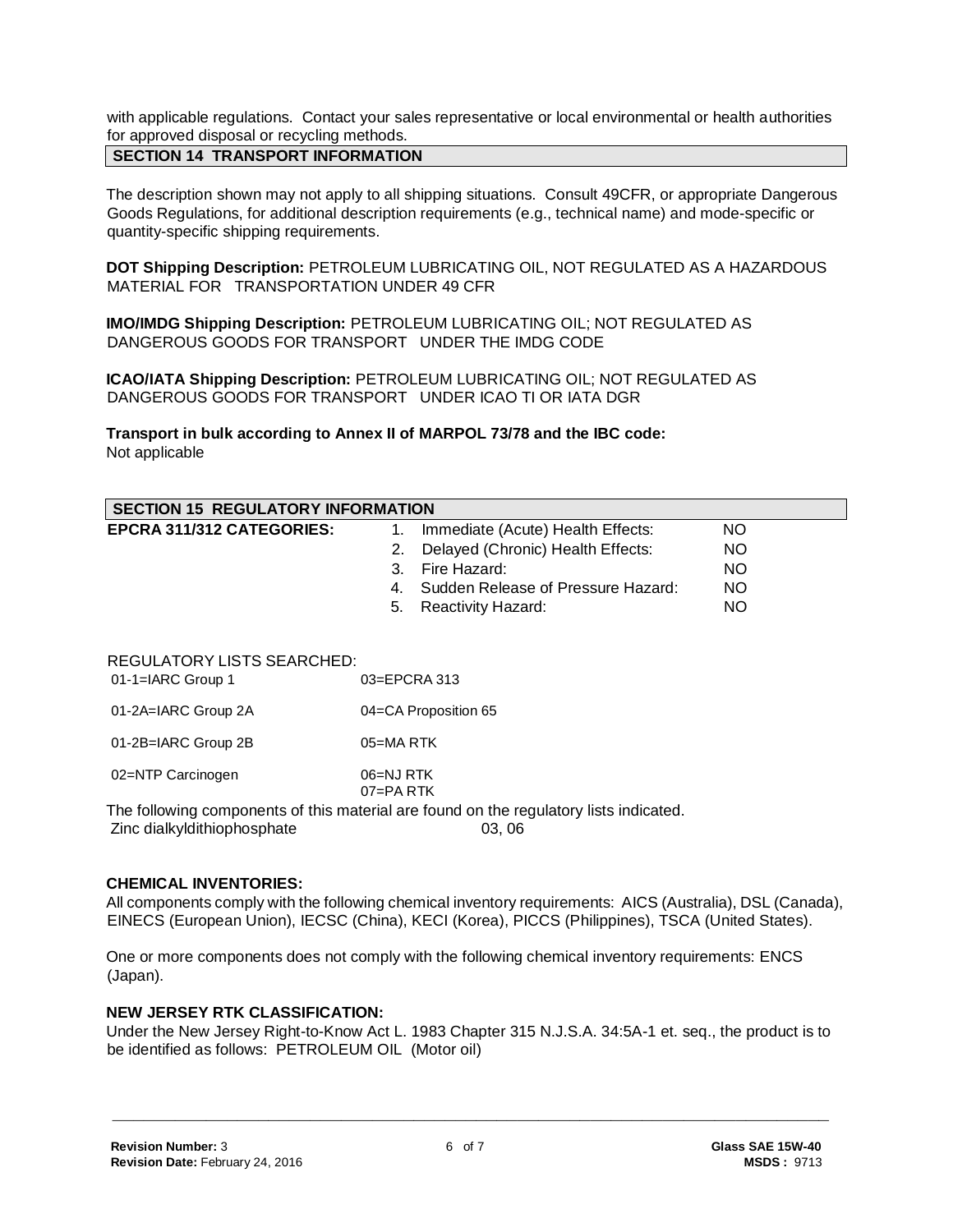with applicable regulations. Contact your sales representative or local environmental or health authorities for approved disposal or recycling methods.

## SECTION 14 TRANSPORT INFORMATION

The description shown may not apply to all shipping situations. Consult 49CFR, or appropriate Dangerous Goods Regulations, for additional description requirements (e.g., technical name) and mode-specific or quantity-specific shipping requirements.

**DOT Shipping Description:** PETROLEUM LUBRICATING OIL, NOT REGULATED AS A HAZARDOUS MATERIAL FOR TRANSPORTATION UNDER 49 CFR

**IMO/IMDG Shipping Description:** PETROLEUM LUBRICATING OIL; NOT REGULATED AS DANGEROUS GOODS FOR TRANSPORT UNDER THE IMDG CODE

**ICAO/IATA Shipping Description:** PETROLEUM LUBRICATING OIL; NOT REGULATED AS DANGEROUS GOODS FOR TRANSPORT UNDER ICAO TI OR IATA DGR

**Transport in bulk according to Annex II of MARPOL 73/78 and the IBC code:**
Not applicable

## SECTION 15 REGULATORY INFORMATION

**EPCRA 311/312 CATEGORIES:**

| | |
|---|---|
| 1. Immediate (Acute) Health Effects: | NO |
| 2. Delayed (Chronic) Health Effects: | NO |
| 3. Fire Hazard: | NO |
| 4. Sudden Release of Pressure Hazard: | NO |
| 5. Reactivity Hazard: | NO |

REGULATORY LISTS SEARCHED:

| | |
|---|---|
| 01-1=IARC Group 1 | 03=EPCRA 313 |
| 01-2A=IARC Group 2A | 04=CA Proposition 65 |
| 01-2B=IARC Group 2B | 05=MA RTK |
| 02=NTP Carcinogen | 06=NJ RTK<br>07=PA RTK |

The following components of this material are found on the regulatory lists indicated.

| | |
|---|---|
| Zinc dialkyldithiophosphate | 03, 06 |

**CHEMICAL INVENTORIES:**

All components comply with the following chemical inventory requirements: AICS (Australia), DSL (Canada), EINECS (European Union), IECSC (China), KECI (Korea), PICCS (Philippines), TSCA (United States).

One or more components does not comply with the following chemical inventory requirements: ENCS (Japan).

**NEW JERSEY RTK CLASSIFICATION:**

Under the New Jersey Right-to-Know Act L. 1983 Chapter 315 N.J.S.A. 34:5A-1 et. seq., the product is to be identified as follows: PETROLEUM OIL (Motor oil)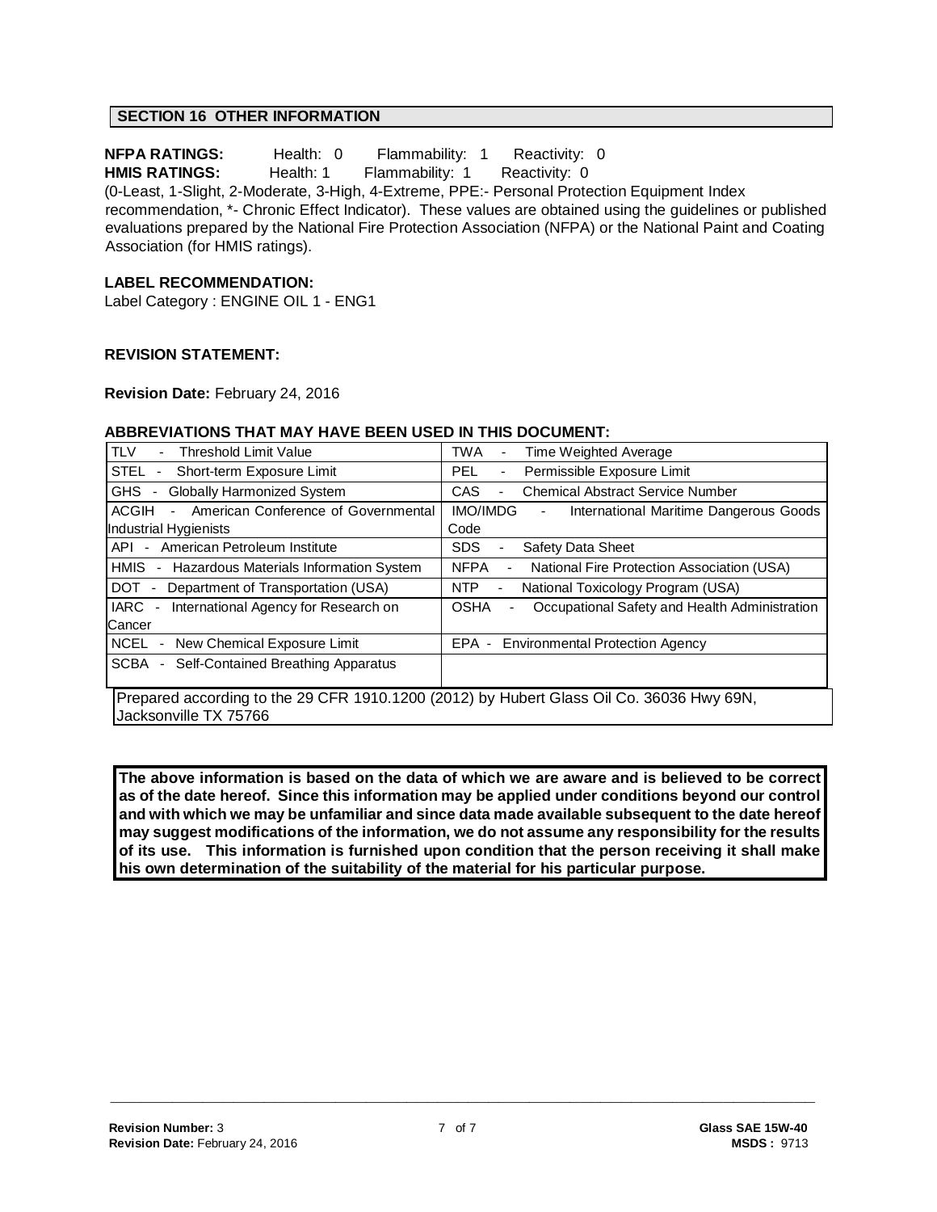## SECTION 16 OTHER INFORMATION

**NFPA RATINGS:** Health: 0 Flammability: 1 Reactivity: 0
**HMIS RATINGS:** Health: 1 Flammability: 1 Reactivity: 0

(0-Least, 1-Slight, 2-Moderate, 3-High, 4-Extreme, PPE:- Personal Protection Equipment Index recommendation, *- Chronic Effect Indicator). These values are obtained using the guidelines or published evaluations prepared by the National Fire Protection Association (NFPA) or the National Paint and Coating Association (for HMIS ratings).

**LABEL RECOMMENDATION:**

Label Category : ENGINE OIL 1 - ENG1

**REVISION STATEMENT:**

**Revision Date:** February 24, 2016

**ABBREVIATIONS THAT MAY HAVE BEEN USED IN THIS DOCUMENT:**

| | |
|---|---|
| TLV - Threshold Limit Value | TWA - Time Weighted Average |
| STEL - Short-term Exposure Limit | PEL - Permissible Exposure Limit |
| GHS - Globally Harmonized System | CAS - Chemical Abstract Service Number |
| ACGIH - American Conference of Governmental Industrial Hygienists | IMO/IMDG - International Maritime Dangerous Goods Code |
| API - American Petroleum Institute | SDS - Safety Data Sheet |
| HMIS - Hazardous Materials Information System | NFPA - National Fire Protection Association (USA) |
| DOT - Department of Transportation (USA) | NTP - National Toxicology Program (USA) |
| IARC - International Agency for Research on Cancer | OSHA - Occupational Safety and Health Administration |
| NCEL - New Chemical Exposure Limit | EPA - Environmental Protection Agency |
| SCBA - Self-Contained Breathing Apparatus | |

Prepared according to the 29 CFR 1910.1200 (2012) by Hubert Glass Oil Co. 36036 Hwy 69N, Jacksonville TX 75766

**The above information is based on the data of which we are aware and is believed to be correct as of the date hereof. Since this information may be applied under conditions beyond our control and with which we may be unfamiliar and since data made available subsequent to the date hereof may suggest modifications of the information, we do not assume any responsibility for the results of its use. This information is furnished upon condition that the person receiving it shall make his own determination of the suitability of the material for his particular purpose.**